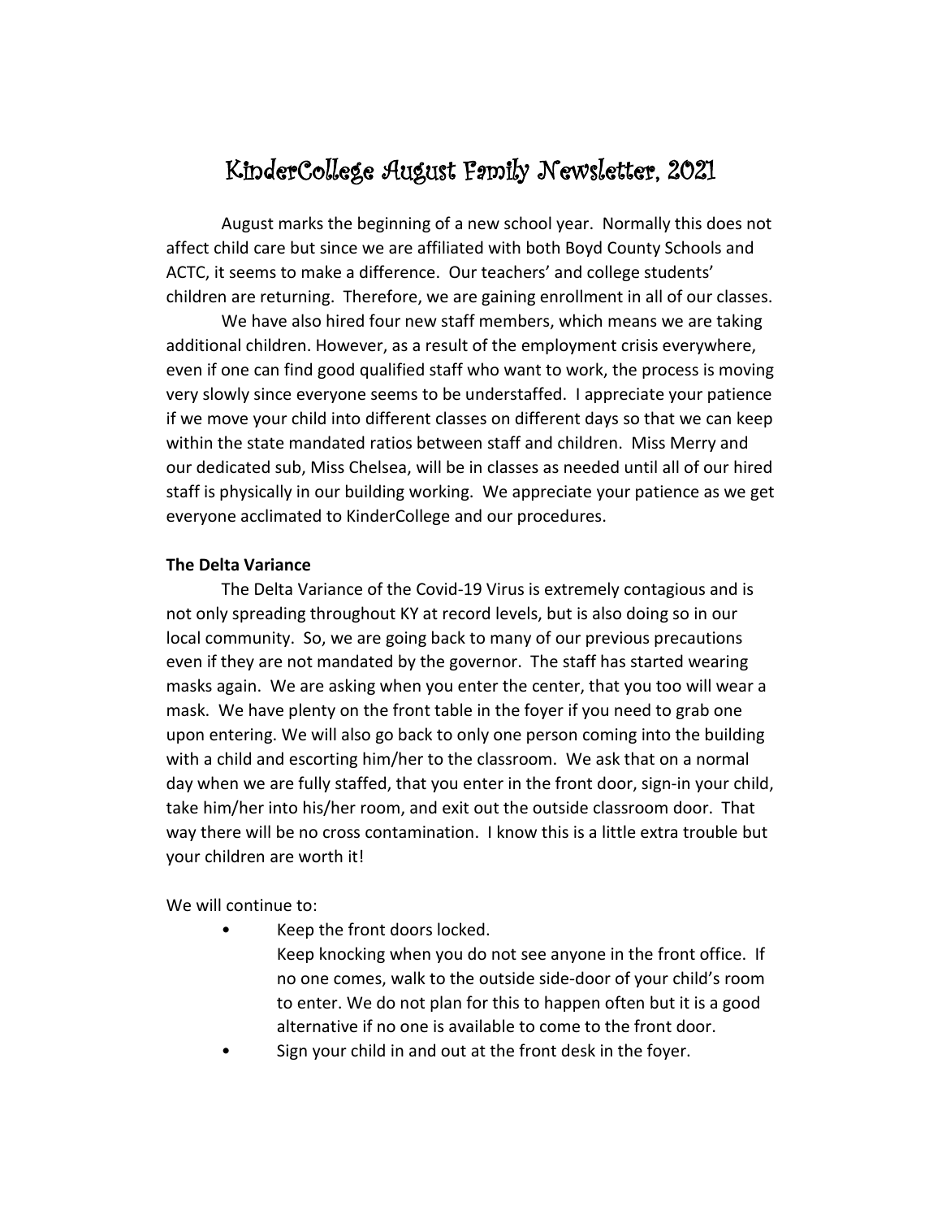# KinderCollege August Family Newsletter, 2021

August marks the beginning of a new school year. Normally this does not affect child care but since we are affiliated with both Boyd County Schools and ACTC, it seems to make a difference. Our teachers' and college students' children are returning. Therefore, we are gaining enrollment in all of our classes.

We have also hired four new staff members, which means we are taking additional children. However, as a result of the employment crisis everywhere, even if one can find good qualified staff who want to work, the process is moving very slowly since everyone seems to be understaffed. I appreciate your patience if we move your child into different classes on different days so that we can keep within the state mandated ratios between staff and children. Miss Merry and our dedicated sub, Miss Chelsea, will be in classes as needed until all of our hired staff is physically in our building working. We appreciate your patience as we get everyone acclimated to KinderCollege and our procedures.

**The Delta Variance**

The Delta Variance of the Covid-19 Virus is extremely contagious and is not only spreading throughout KY at record levels, but is also doing so in our local community. So, we are going back to many of our previous precautions even if they are not mandated by the governor. The staff has started wearing masks again. We are asking when you enter the center, that you too will wear a mask. We have plenty on the front table in the foyer if you need to grab one upon entering. We will also go back to only one person coming into the building with a child and escorting him/her to the classroom. We ask that on a normal day when we are fully staffed, that you enter in the front door, sign-in your child, take him/her into his/her room, and exit out the outside classroom door. That way there will be no cross contamination. I know this is a little extra trouble but your children are worth it!

We will continue to:

- Keep the front doors locked.
  Keep knocking when you do not see anyone in the front office. If no one comes, walk to the outside side-door of your child's room to enter. We do not plan for this to happen often but it is a good alternative if no one is available to come to the front door.
- Sign your child in and out at the front desk in the foyer.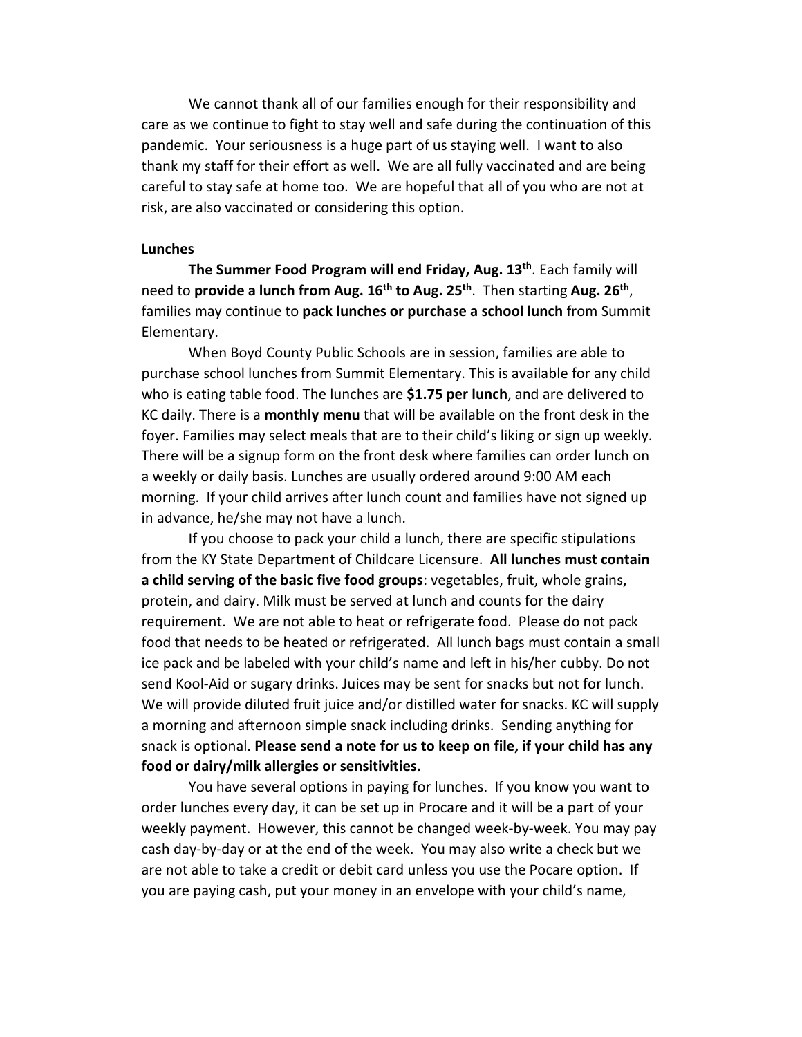We cannot thank all of our families enough for their responsibility and care as we continue to fight to stay well and safe during the continuation of this pandemic. Your seriousness is a huge part of us staying well. I want to also thank my staff for their effort as well. We are all fully vaccinated and are being careful to stay safe at home too. We are hopeful that all of you who are not at risk, are also vaccinated or considering this option.

**Lunches**

**The Summer Food Program will end Friday, Aug. 13th**. Each family will need to **provide a lunch from Aug. 16th to Aug. 25th**. Then starting **Aug. 26th**, families may continue to **pack lunches or purchase a school lunch** from Summit Elementary.

When Boyd County Public Schools are in session, families are able to purchase school lunches from Summit Elementary. This is available for any child who is eating table food. The lunches are **$1.75 per lunch**, and are delivered to KC daily. There is a **monthly menu** that will be available on the front desk in the foyer. Families may select meals that are to their child's liking or sign up weekly. There will be a signup form on the front desk where families can order lunch on a weekly or daily basis. Lunches are usually ordered around 9:00 AM each morning. If your child arrives after lunch count and families have not signed up in advance, he/she may not have a lunch.

If you choose to pack your child a lunch, there are specific stipulations from the KY State Department of Childcare Licensure. **All lunches must contain a child serving of the basic five food groups**: vegetables, fruit, whole grains, protein, and dairy. Milk must be served at lunch and counts for the dairy requirement. We are not able to heat or refrigerate food. Please do not pack food that needs to be heated or refrigerated. All lunch bags must contain a small ice pack and be labeled with your child's name and left in his/her cubby. Do not send Kool-Aid or sugary drinks. Juices may be sent for snacks but not for lunch. We will provide diluted fruit juice and/or distilled water for snacks. KC will supply a morning and afternoon simple snack including drinks. Sending anything for snack is optional. **Please send a note for us to keep on file, if your child has any food or dairy/milk allergies or sensitivities.**

You have several options in paying for lunches. If you know you want to order lunches every day, it can be set up in Procare and it will be a part of your weekly payment. However, this cannot be changed week-by-week. You may pay cash day-by-day or at the end of the week. You may also write a check but we are not able to take a credit or debit card unless you use the Pocare option. If you are paying cash, put your money in an envelope with your child's name,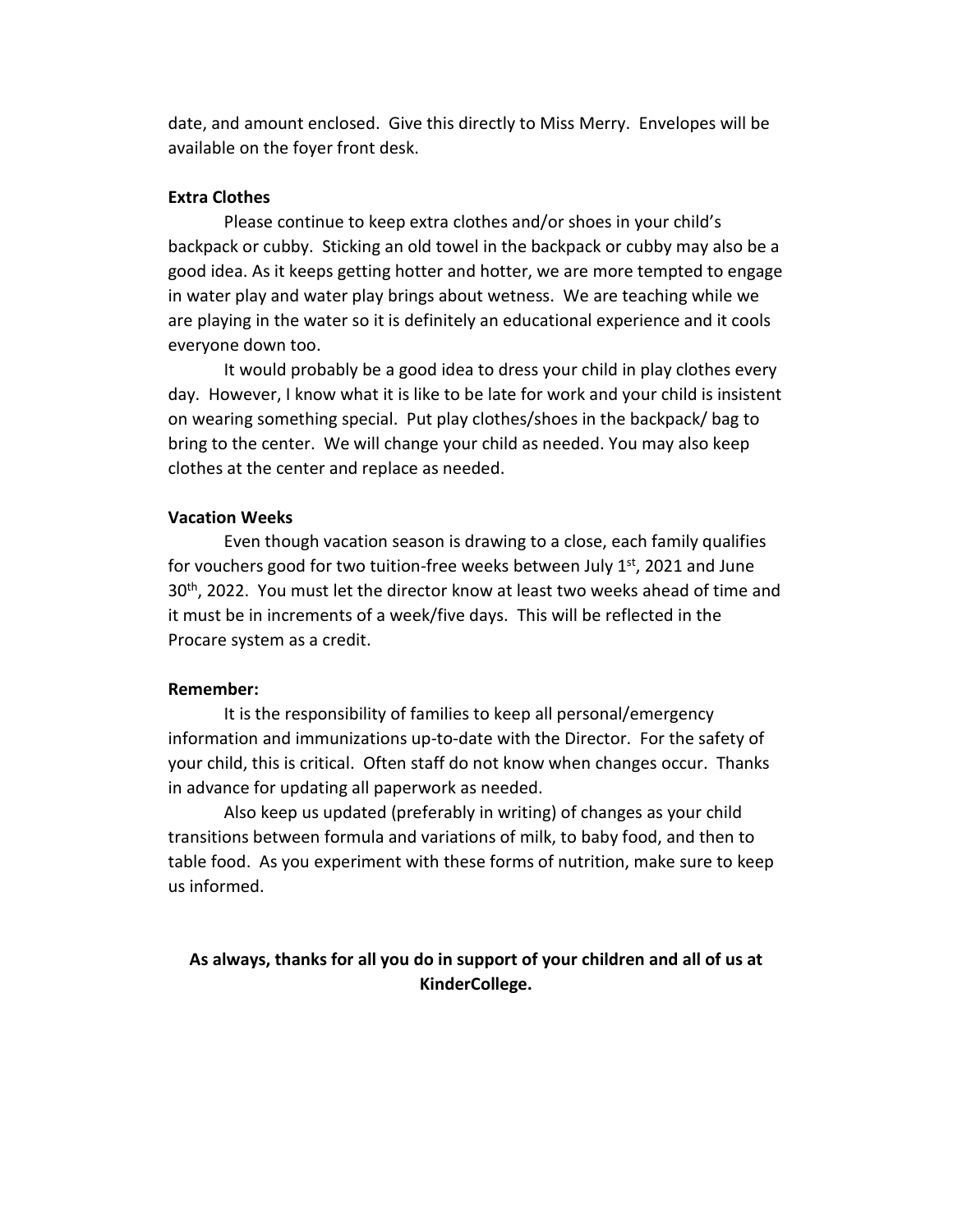date, and amount enclosed. Give this directly to Miss Merry. Envelopes will be available on the foyer front desk.

**Extra Clothes**

Please continue to keep extra clothes and/or shoes in your child's backpack or cubby. Sticking an old towel in the backpack or cubby may also be a good idea. As it keeps getting hotter and hotter, we are more tempted to engage in water play and water play brings about wetness. We are teaching while we are playing in the water so it is definitely an educational experience and it cools everyone down too.

It would probably be a good idea to dress your child in play clothes every day. However, I know what it is like to be late for work and your child is insistent on wearing something special. Put play clothes/shoes in the backpack/ bag to bring to the center. We will change your child as needed. You may also keep clothes at the center and replace as needed.

**Vacation Weeks**

Even though vacation season is drawing to a close, each family qualifies for vouchers good for two tuition-free weeks between July 1st, 2021 and June 30th, 2022. You must let the director know at least two weeks ahead of time and it must be in increments of a week/five days. This will be reflected in the Procare system as a credit.

**Remember:**

It is the responsibility of families to keep all personal/emergency information and immunizations up-to-date with the Director. For the safety of your child, this is critical. Often staff do not know when changes occur. Thanks in advance for updating all paperwork as needed.

Also keep us updated (preferably in writing) of changes as your child transitions between formula and variations of milk, to baby food, and then to table food. As you experiment with these forms of nutrition, make sure to keep us informed.

**As always, thanks for all you do in support of your children and all of us at KinderCollege.**